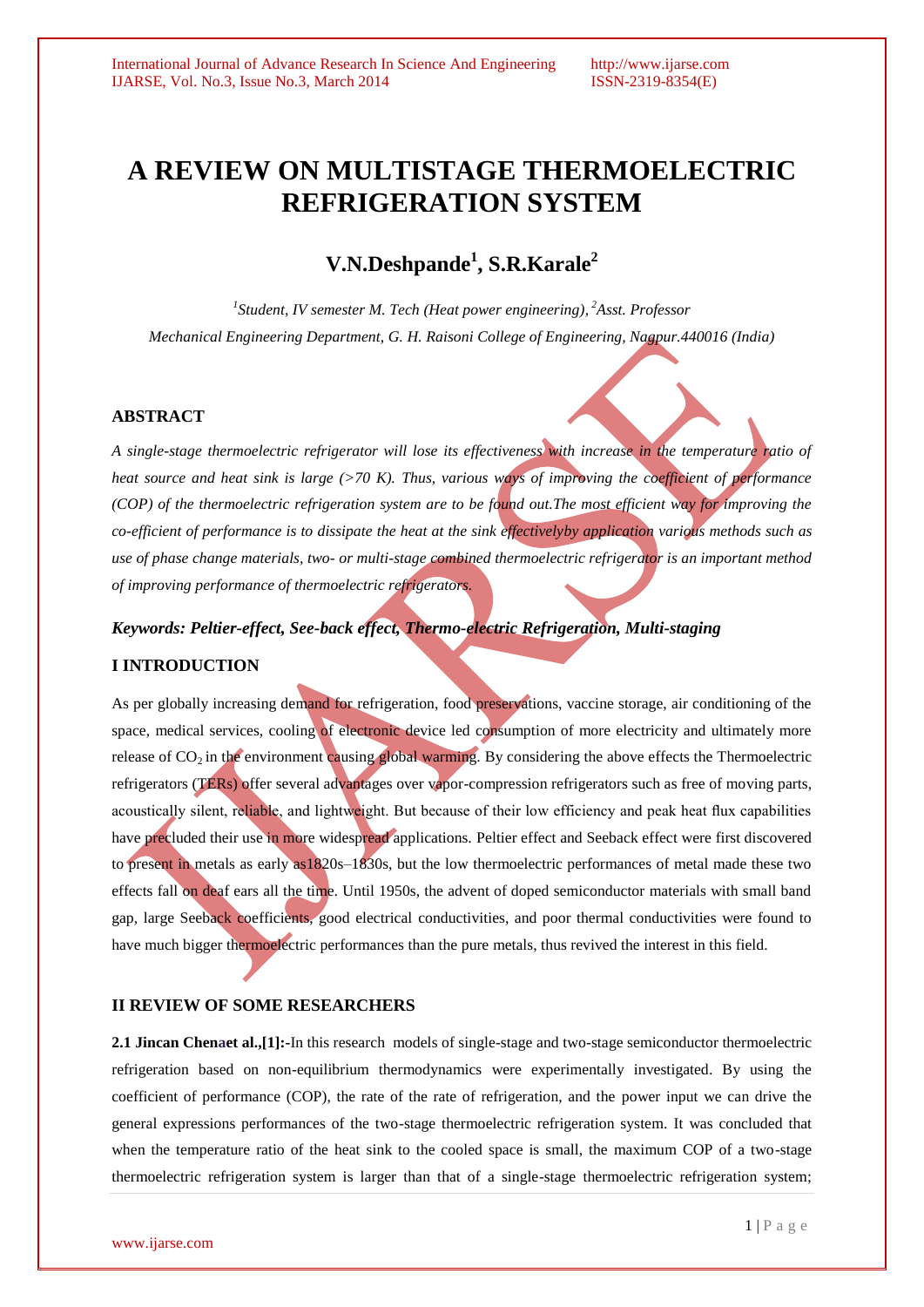# A REVIEW ON MULTISTAGE THERMOELECTRIC REFRIGERATION SYSTEM

## V.N.Deshpande[1], S.R.Karale[2]

*[1]Student, IV semester M. Tech (Heat power engineering), [2]Asst. Professor*
*Mechanical Engineering Department, G. H. Raisoni College of Engineering, Nagpur.440016 (India)*

### ABSTRACT

*A single-stage thermoelectric refrigerator will lose its effectiveness with increase in the temperature ratio of heat source and heat sink is large (>70 K). Thus, various ways of improving the coefficient of performance (COP) of the thermoelectric refrigeration system are to be found out.The most efficient way for improving the co-efficient of performance is to dissipate the heat at the sink effectivelyby application various methods such as use of phase change materials, two- or multi-stage combined thermoelectric refrigerator is an important method of improving performance of thermoelectric refrigerators.*

***Keywords: Peltier-effect, See-back effect, Thermo-electric Refrigeration, Multi-staging***

### I INTRODUCTION

As per globally increasing demand for refrigeration, food preservations, vaccine storage, air conditioning of the space, medical services, cooling of electronic device led consumption of more electricity and ultimately more release of $CO_2$ in the environment causing global warming. By considering the above effects the Thermoelectric refrigerators (TERs) offer several advantages over vapor-compression refrigerators such as free of moving parts, acoustically silent, reliable, and lightweight. But because of their low efficiency and peak heat flux capabilities have precluded their use in more widespread applications. Peltier effect and Seeback effect were first discovered to present in metals as early as1820s–1830s, but the low thermoelectric performances of metal made these two effects fall on deaf ears all the time. Until 1950s, the advent of doped semiconductor materials with small band gap, large Seeback coefficients, good electrical conductivities, and poor thermal conductivities were found to have much bigger thermoelectric performances than the pure metals, thus revived the interest in this field.

### II REVIEW OF SOME RESEARCHERS

**2.1 Jincan Chenaet al.,[1]:-**In this research models of single-stage and two-stage semiconductor thermoelectric refrigeration based on non-equilibrium thermodynamics were experimentally investigated. By using the coefficient of performance (COP), the rate of the rate of refrigeration, and the power input we can drive the general expressions performances of the two-stage thermoelectric refrigeration system. It was concluded that when the temperature ratio of the heat sink to the cooled space is small, the maximum COP of a two-stage thermoelectric refrigeration system is larger than that of a single-stage thermoelectric refrigeration system;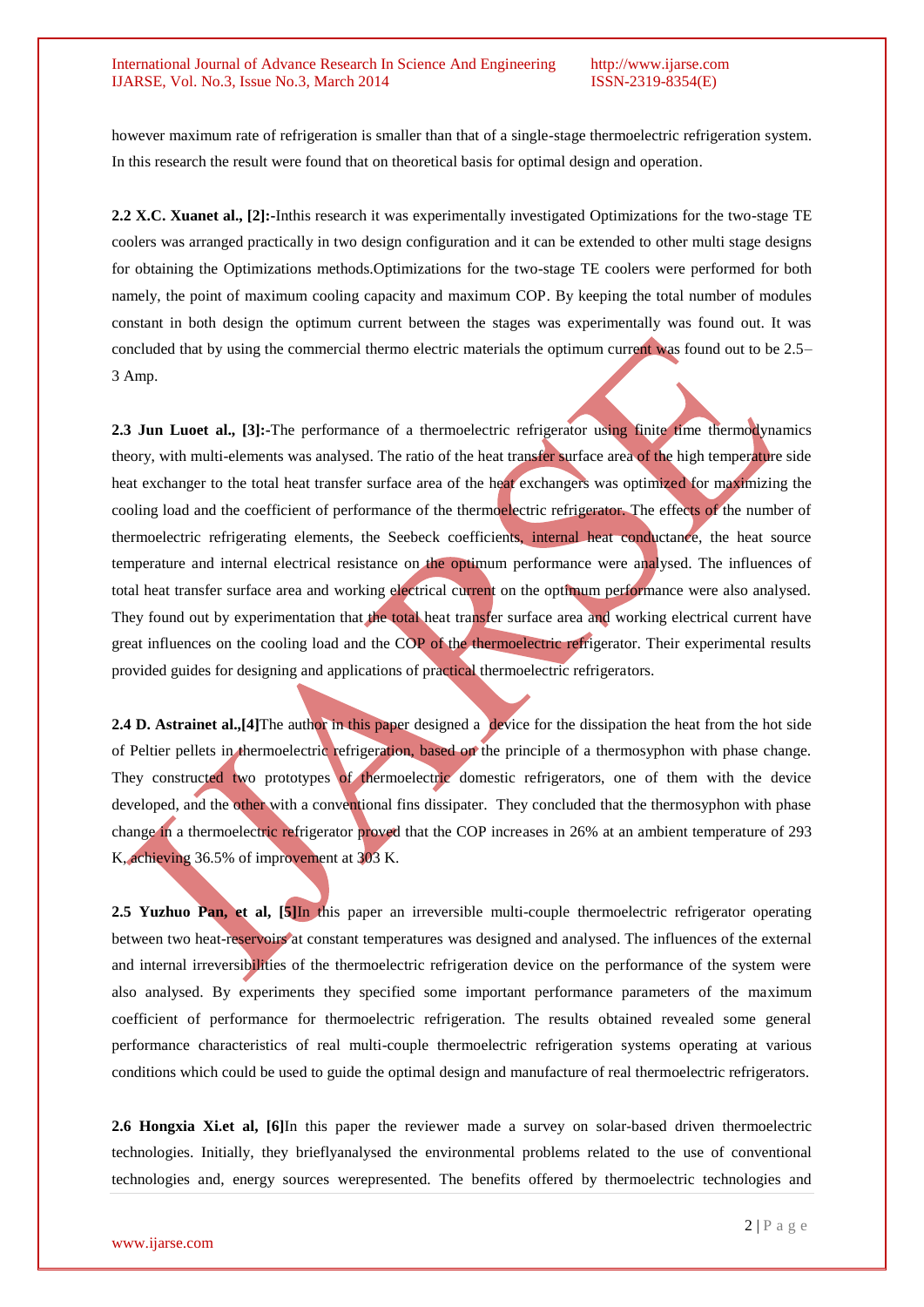however maximum rate of refrigeration is smaller than that of a single-stage thermoelectric refrigeration system. In this research the result were found that on theoretical basis for optimal design and operation.

**2.2 X.C. Xuanet al., [2]:-**Inthis research it was experimentally investigated Optimizations for the two-stage TE coolers was arranged practically in two design configuration and it can be extended to other multi stage designs for obtaining the Optimizations methods.Optimizations for the two-stage TE coolers were performed for both namely, the point of maximum cooling capacity and maximum COP. By keeping the total number of modules constant in both design the optimum current between the stages was experimentally was found out. It was concluded that by using the commercial thermo electric materials the optimum current was found out to be 2.5–3 Amp.

**2.3 Jun Luoet al., [3]:-**The performance of a thermoelectric refrigerator using finite time thermodynamics theory, with multi-elements was analysed. The ratio of the heat transfer surface area of the high temperature side heat exchanger to the total heat transfer surface area of the heat exchangers was optimized for maximizing the cooling load and the coefficient of performance of the thermoelectric refrigerator. The effects of the number of thermoelectric refrigerating elements, the Seebeck coefficients, internal heat conductance, the heat source temperature and internal electrical resistance on the optimum performance were analysed. The influences of total heat transfer surface area and working electrical current on the optimum performance were also analysed. They found out by experimentation that the total heat transfer surface area and working electrical current have great influences on the cooling load and the COP of the thermoelectric refrigerator. Their experimental results provided guides for designing and applications of practical thermoelectric refrigerators.

**2.4 D. Astrainet al.,[4]**The author in this paper designed a device for the dissipation the heat from the hot side of Peltier pellets in thermoelectric refrigeration, based on the principle of a thermosyphon with phase change. They constructed two prototypes of thermoelectric domestic refrigerators, one of them with the device developed, and the other with a conventional fins dissipater. They concluded that the thermosyphon with phase change in a thermoelectric refrigerator proved that the COP increases in 26% at an ambient temperature of 293 K, achieving 36.5% of improvement at 303 K.

**2.5 Yuzhuo Pan, et al, [5]**In this paper an irreversible multi-couple thermoelectric refrigerator operating between two heat-reservoirs at constant temperatures was designed and analysed. The influences of the external and internal irreversibilities of the thermoelectric refrigeration device on the performance of the system were also analysed. By experiments they specified some important performance parameters of the maximum coefficient of performance for thermoelectric refrigeration. The results obtained revealed some general performance characteristics of real multi-couple thermoelectric refrigeration systems operating at various conditions which could be used to guide the optimal design and manufacture of real thermoelectric refrigerators.

**2.6 Hongxia Xi.et al, [6]**In this paper the reviewer made a survey on solar-based driven thermoelectric technologies. Initially, they brieflyanalysed the environmental problems related to the use of conventional technologies and, energy sources werepresented. The benefits offered by thermoelectric technologies and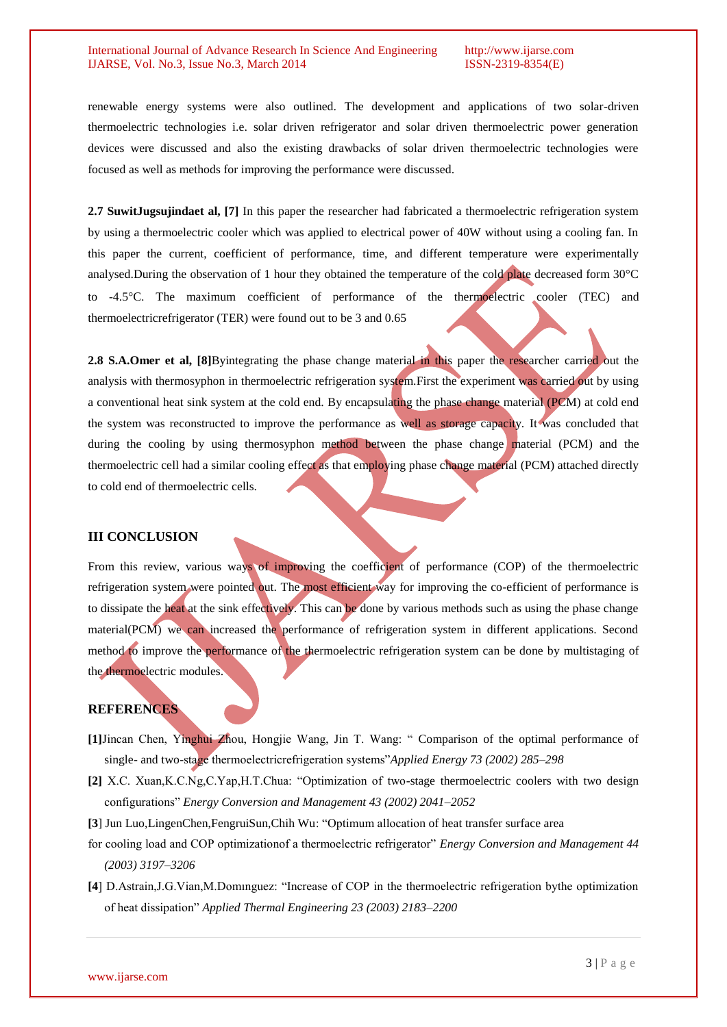renewable energy systems were also outlined. The development and applications of two solar-driven thermoelectric technologies i.e. solar driven refrigerator and solar driven thermoelectric power generation devices were discussed and also the existing drawbacks of solar driven thermoelectric technologies were focused as well as methods for improving the performance were discussed.

**2.7 SuwitJugsujindaet al, [7]** In this paper the researcher had fabricated a thermoelectric refrigeration system by using a thermoelectric cooler which was applied to electrical power of 40W without using a cooling fan. In this paper the current, coefficient of performance, time, and different temperature were experimentally analysed.During the observation of 1 hour they obtained the temperature of the cold plate decreased form 30°C to -4.5°C. The maximum coefficient of performance of the thermoelectric cooler (TEC) and thermoelectricrefrigerator (TER) were found out to be 3 and 0.65

**2.8 S.A.Omer et al, [8]**Byintegrating the phase change material in this paper the researcher carried out the analysis with thermosyphon in thermoelectric refrigeration system.First the experiment was carried out by using a conventional heat sink system at the cold end. By encapsulating the phase change material (PCM) at cold end the system was reconstructed to improve the performance as well as storage capacity. It was concluded that during the cooling by using thermosyphon method between the phase change material (PCM) and the thermoelectric cell had a similar cooling effect as that employing phase change material (PCM) attached directly to cold end of thermoelectric cells.

## III CONCLUSION

From this review, various ways of improving the coefficient of performance (COP) of the thermoelectric refrigeration system were pointed out. The most efficient way for improving the co-efficient of performance is to dissipate the heat at the sink effectively. This can be done by various methods such as using the phase change material(PCM) we can increased the performance of refrigeration system in different applications. Second method to improve the performance of the thermoelectric refrigeration system can be done by multistaging of the thermoelectric modules.

## REFERENCES

**[1]**Jincan Chen, Yinghui Zhou, Hongjie Wang, Jin T. Wang: " Comparison of the optimal performance of single- and two-stage thermoelectricrefrigeration systems"*Applied Energy 73 (2002) 285–298*

**[2]** X.C. Xuan,K.C.Ng,C.Yap,H.T.Chua: "Optimization of two-stage thermoelectric coolers with two design configurations" *Energy Conversion and Management 43 (2002) 2041–2052*

**[3**] Jun Luo,LingenChen,FengruiSun,Chih Wu: "Optimum allocation of heat transfer surface area for cooling load and COP optimizationof a thermoelectric refrigerator" *Energy Conversion and Management 44 (2003) 3197–3206*

**[4**] D.Astrain,J.G.Vian,M.Domınguez: "Increase of COP in the thermoelectric refrigeration bythe optimization of heat dissipation" *Applied Thermal Engineering 23 (2003) 2183–2200*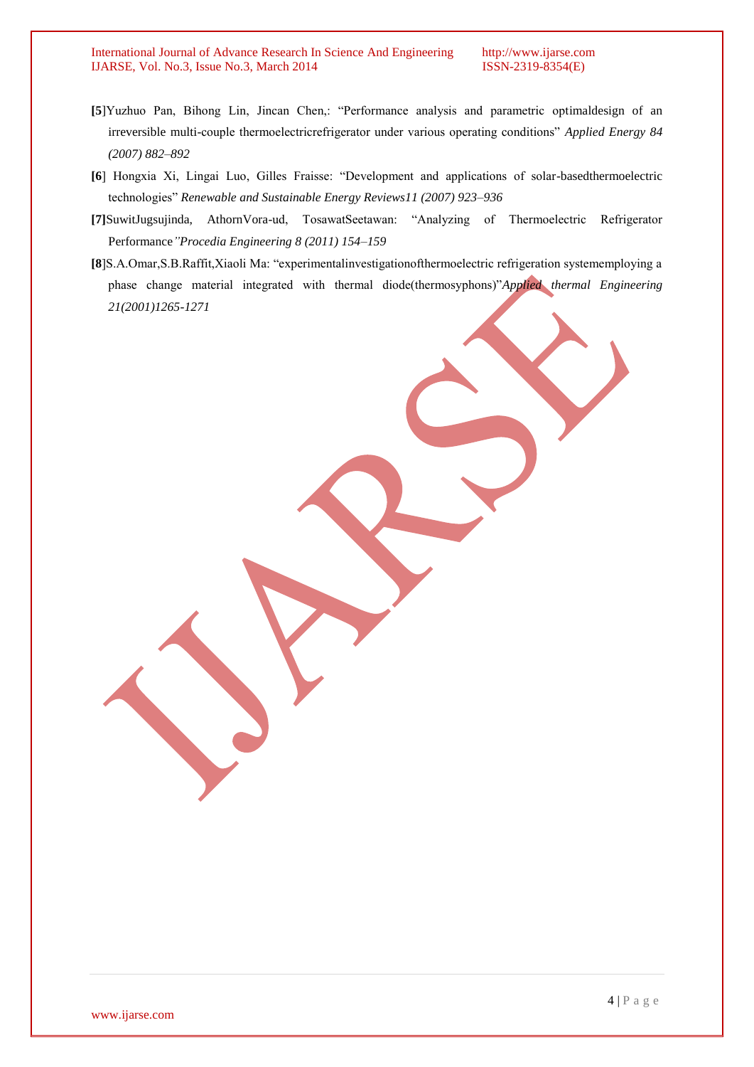**[5]**Yuzhuo Pan, Bihong Lin, Jincan Chen,: "Performance analysis and parametric optimaldesign of an irreversible multi-couple thermoelectricrefrigerator under various operating conditions" *Applied Energy 84 (2007) 882–892*

**[6**] Hongxia Xi, Lingai Luo, Gilles Fraisse: "Development and applications of solar-basedthermoelectric technologies" *Renewable and Sustainable Energy Reviews11 (2007) 923–936*

**[7]**SuwitJugsujinda, AthornVora-ud, TosawatSeetawan: "Analyzing of Thermoelectric Refrigerator Performance*"Procedia Engineering 8 (2011) 154–159*

**[8**]S.A.Omar,S.B.Raffit,Xiaoli Ma: "experimentalinvestigationofthermoelectric refrigeration systememploying a phase change material integrated with thermal diode(thermosyphons)"*Applied thermal Engineering 21(2001)1265-1271*